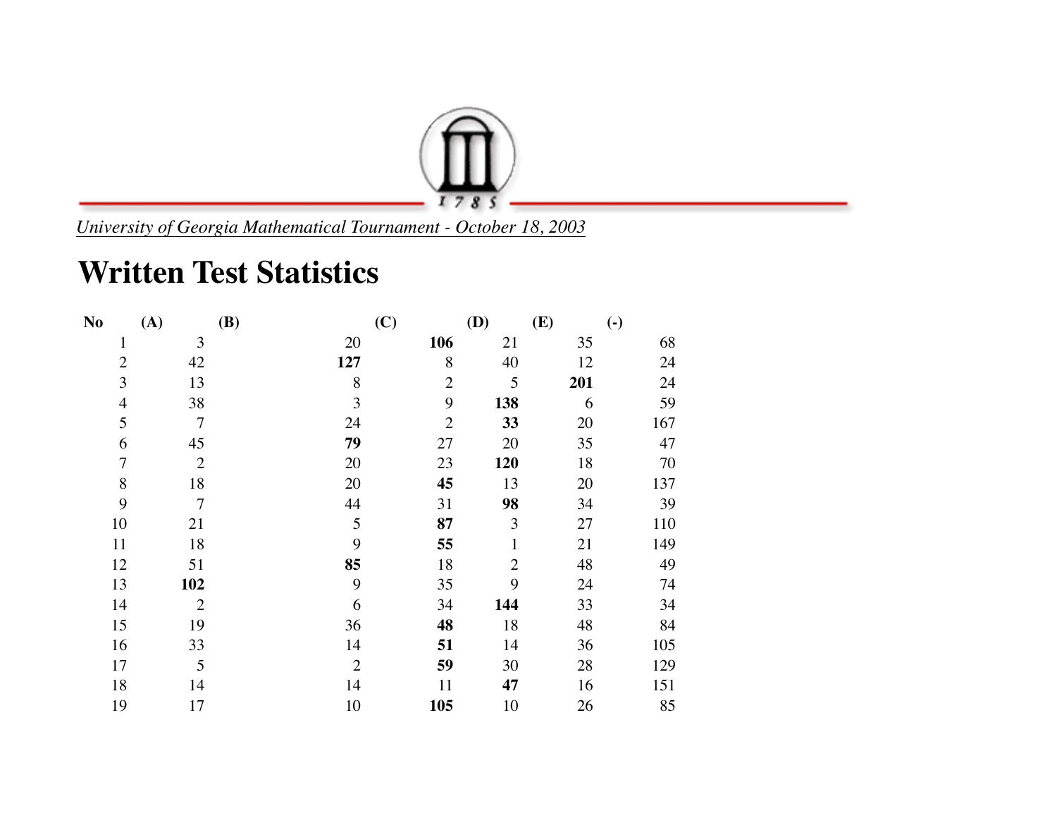University of Georgia Mathematical Tournament - October 18, 2003

# Written Test Statistics

| No | (A) | (B) | (C) | (D) | (E) | (-) |
|---|---|---|---|---|---|---|
| 1 | 3 | 20 | **106** | 21 | 35 | 68 |
| 2 | 42 | **127** | 8 | 40 | 12 | 24 |
| 3 | 13 | 8 | 2 | 5 | **201** | 24 |
| 4 | 38 | 3 | 9 | **138** | 6 | 59 |
| 5 | 7 | 24 | 2 | **33** | 20 | 167 |
| 6 | 45 | **79** | 27 | 20 | 35 | 47 |
| 7 | 2 | 20 | 23 | **120** | 18 | 70 |
| 8 | 18 | 20 | **45** | 13 | 20 | 137 |
| 9 | 7 | 44 | 31 | **98** | 34 | 39 |
| 10 | 21 | 5 | **87** | 3 | 27 | 110 |
| 11 | 18 | 9 | **55** | 1 | 21 | 149 |
| 12 | 51 | **85** | 18 | 2 | 48 | 49 |
| 13 | **102** | 9 | 35 | 9 | 24 | 74 |
| 14 | 2 | 6 | 34 | **144** | 33 | 34 |
| 15 | 19 | 36 | **48** | 18 | 48 | 84 |
| 16 | 33 | 14 | **51** | 14 | 36 | 105 |
| 17 | 5 | 2 | **59** | 30 | 28 | 129 |
| 18 | 14 | 14 | 11 | **47** | 16 | 151 |
| 19 | 17 | 10 | **105** | 10 | 26 | 85 |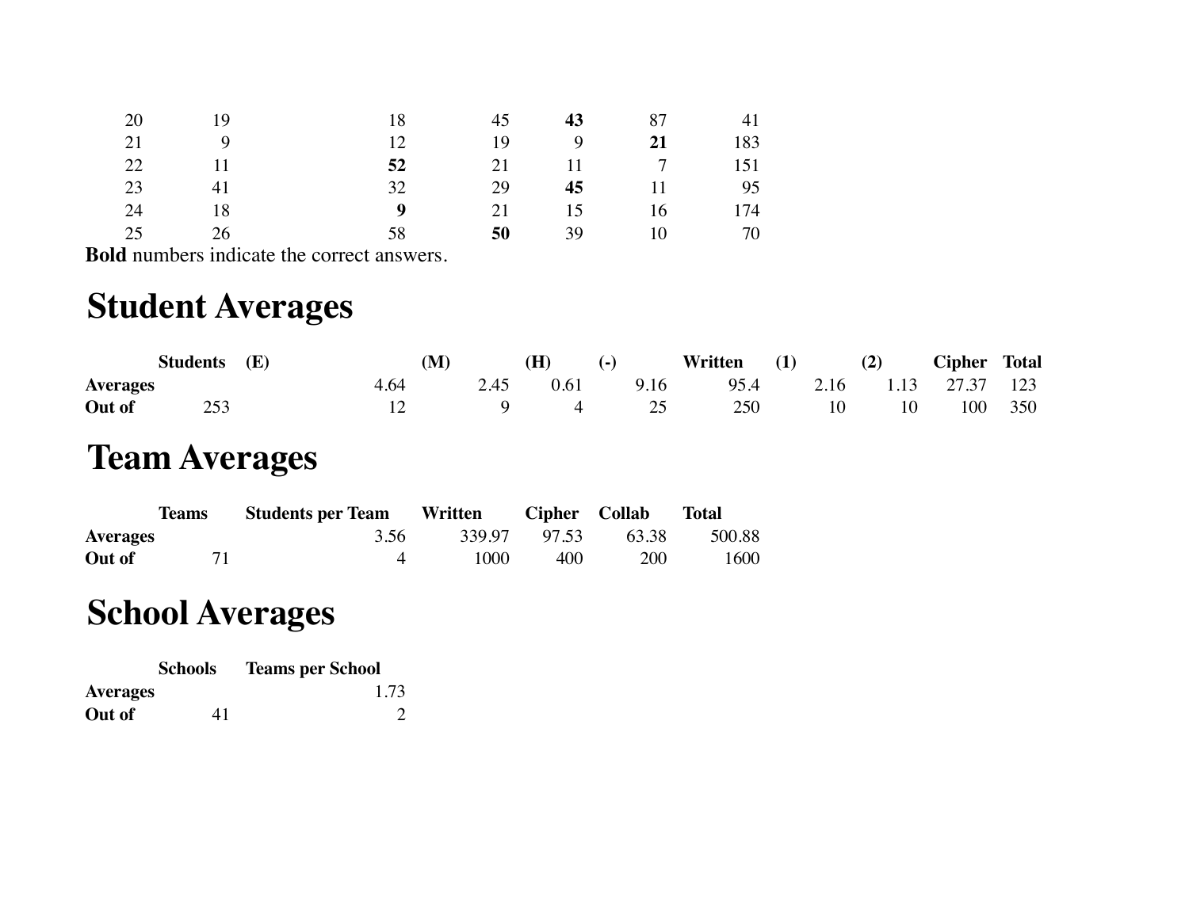| | | | | | | |
|---|---|---|---|---|---|---|
| 20 | 19 | 18 | 45 | **43** | 87 | 41 |
| 21 | 9 | 12 | 19 | 9 | **21** | 183 |
| 22 | 11 | **52** | 21 | 11 | 7 | 151 |
| 23 | 41 | 32 | 29 | **45** | 11 | 95 |
| 24 | 18 | **9** | 21 | 15 | 16 | 174 |
| 25 | 26 | 58 | **50** | 39 | 10 | 70 |

**Bold** numbers indicate the correct answers.

# Student Averages

| | Students | (E) | (M) | (H) | (-) | Written | (1) | (2) | Cipher | Total |
|---|---|---|---|---|---|---|---|---|---|---|
| **Averages** | | 4.64 | 2.45 | 0.61 | 9.16 | 95.4 | 2.16 | 1.13 | 27.37 | 123 |
| **Out of** | 253 | 12 | 9 | 4 | 25 | 250 | 10 | 10 | 100 | 350 |

# Team Averages

| | Teams | Students per Team | Written | Cipher | Collab | Total |
|---|---|---|---|---|---|---|
| **Averages** | | 3.56 | 339.97 | 97.53 | 63.38 | 500.88 |
| **Out of** | 71 | 4 | 1000 | 400 | 200 | 1600 |

# School Averages

| | Schools | Teams per School |
|---|---|---|
| **Averages** | | 1.73 |
| **Out of** | 41 | 2 |